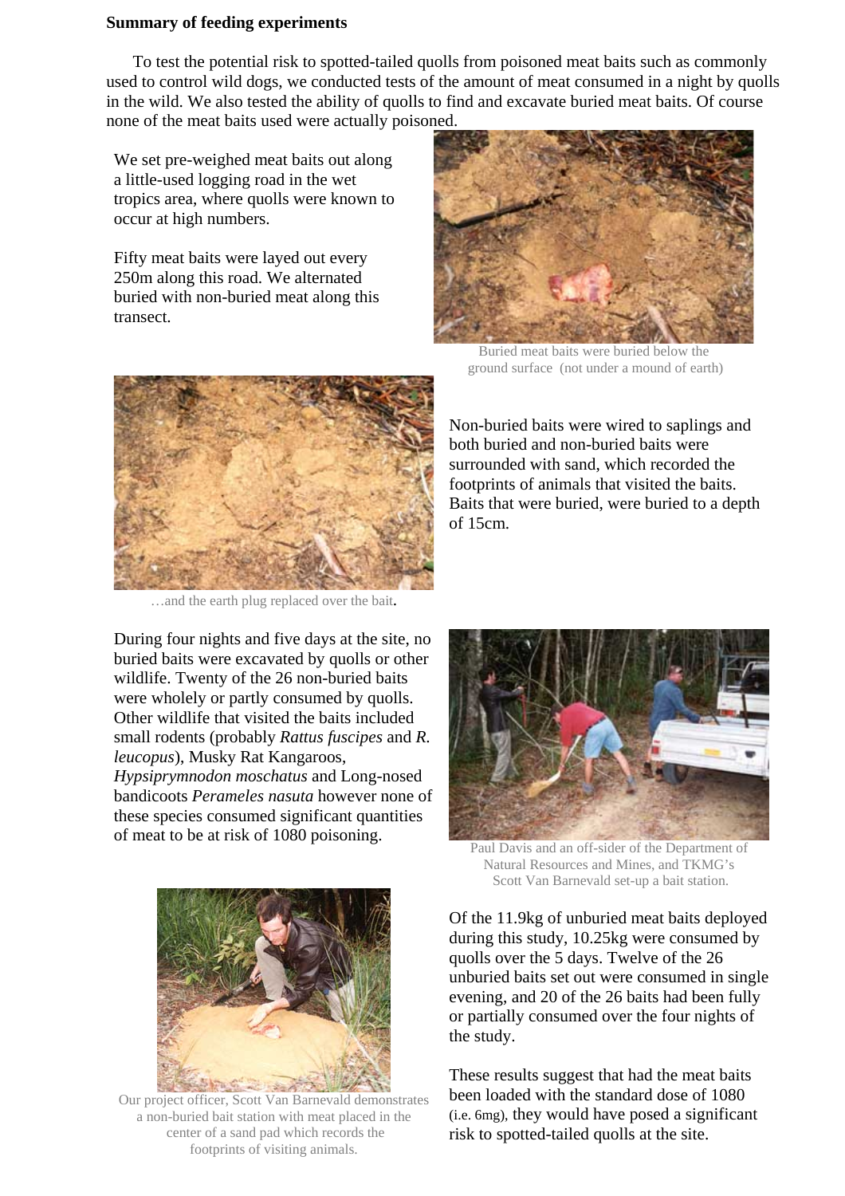**Summary of feeding experiments**

To test the potential risk to spotted-tailed quolls from poisoned meat baits such as commonly used to control wild dogs, we conducted tests of the amount of meat consumed in a night by quolls in the wild. We also tested the ability of quolls to find and excavate buried meat baits. Of course none of the meat baits used were actually poisoned.

We set pre-weighed meat baits out along a little-used logging road in the wet tropics area, where quolls were known to occur at high numbers.

Fifty meat baits were layed out every 250m along this road. We alternated buried with non-buried meat along this transect.

Buried meat baits were buried below the ground surface (not under a mound of earth)

…and the earth plug replaced over the bait.

Non-buried baits were wired to saplings and both buried and non-buried baits were surrounded with sand, which recorded the footprints of animals that visited the baits. Baits that were buried, were buried to a depth of 15cm.

During four nights and five days at the site, no buried baits were excavated by quolls or other wildlife. Twenty of the 26 non-buried baits were wholely or partly consumed by quolls. Other wildlife that visited the baits included small rodents (probably *Rattus fuscipes* and *R. leucopus*), Musky Rat Kangaroos, *Hypsiprymnodon moschatus* and Long-nosed bandicoots *Perameles nasuta* however none of these species consumed significant quantities of meat to be at risk of 1080 poisoning.

Paul Davis and an off-sider of the Department of Natural Resources and Mines, and TKMG's Scott Van Barnevald set-up a bait station.

Our project officer, Scott Van Barnevald demonstrates a non-buried bait station with meat placed in the center of a sand pad which records the footprints of visiting animals.

Of the 11.9kg of unburied meat baits deployed during this study, 10.25kg were consumed by quolls over the 5 days. Twelve of the 26 unburied baits set out were consumed in single evening, and 20 of the 26 baits had been fully or partially consumed over the four nights of the study.

These results suggest that had the meat baits been loaded with the standard dose of 1080 (i.e. 6mg), they would have posed a significant risk to spotted-tailed quolls at the site.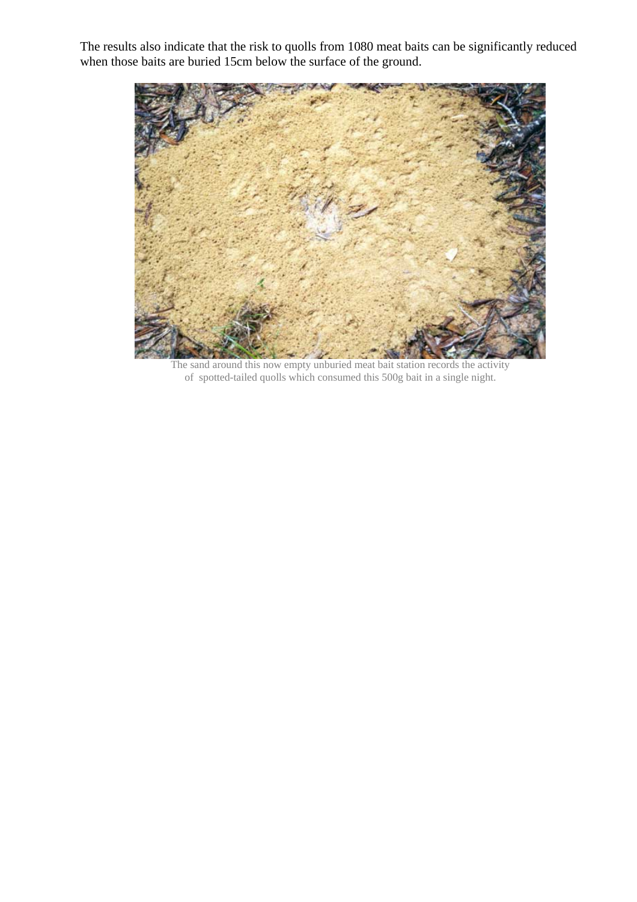The results also indicate that the risk to quolls from 1080 meat baits can be significantly reduced when those baits are buried 15cm below the surface of the ground.

The sand around this now empty unburied meat bait station records the activity of spotted-tailed quolls which consumed this 500g bait in a single night.